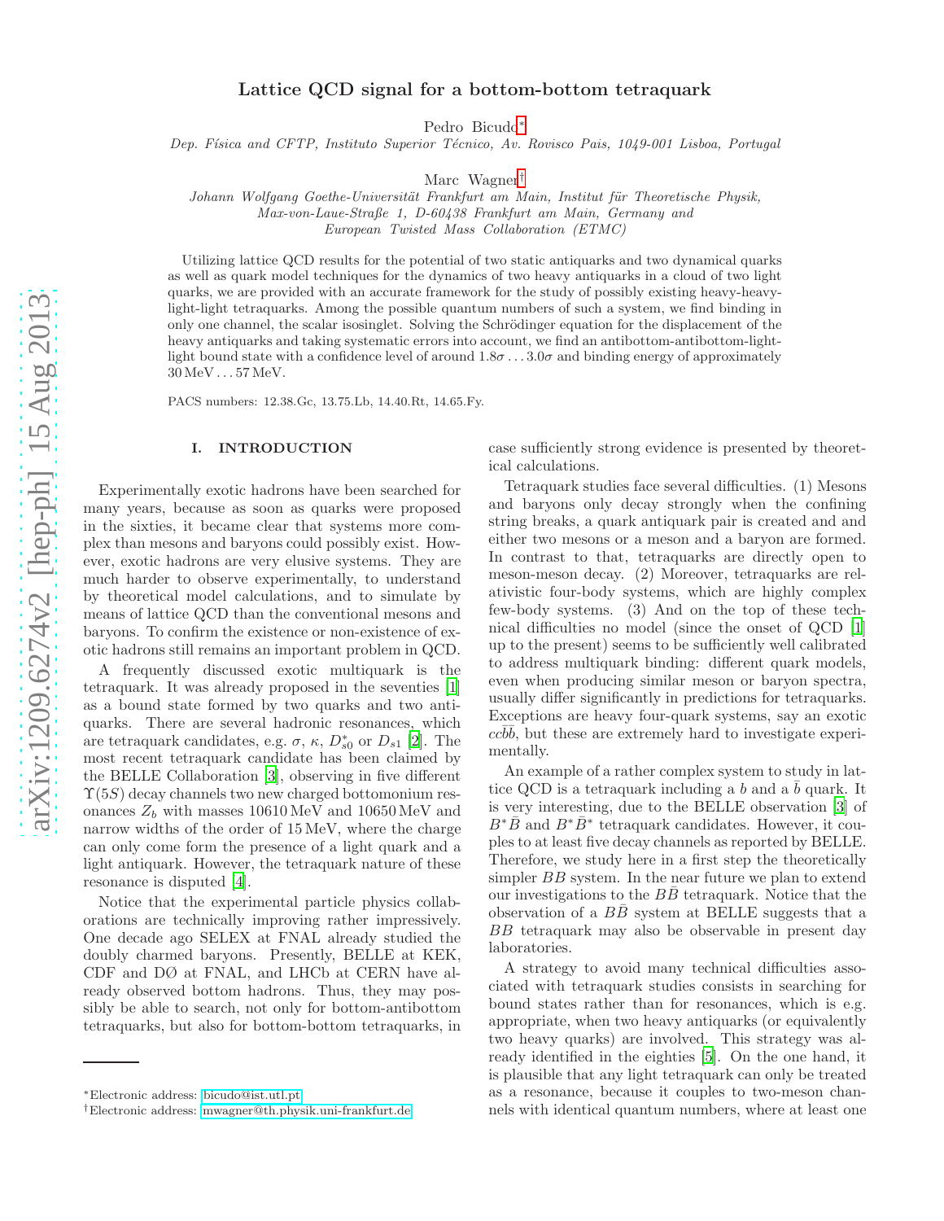# Lattice QCD signal for a bottom-bottom tetraquark

Pedro Bicudo*

*Dep. Física and CFTP, Instituto Superior Técnico, Av. Rovisco Pais, 1049-001 Lisboa, Portugal*

Marc Wagner†

*Johann Wolfgang Goethe-Universität Frankfurt am Main, Institut für Theoretische Physik, Max-von-Laue-Straße 1, D-60438 Frankfurt am Main, Germany and European Twisted Mass Collaboration (ETMC)*

Utilizing lattice QCD results for the potential of two static antiquarks and two dynamical quarks as well as quark model techniques for the dynamics of two heavy antiquarks in a cloud of two light quarks, we are provided with an accurate framework for the study of possibly existing heavy-heavy-light-light tetraquarks. Among the possible quantum numbers of such a system, we find binding in only one channel, the scalar isosinglet. Solving the Schrödinger equation for the displacement of the heavy antiquarks and taking systematic errors into account, we find an antibottom-antibottom-light-light bound state with a confidence level of around $1.8\sigma \ldots 3.0\sigma$ and binding energy of approximately $30\,\textrm{MeV} \ldots 57\,\textrm{MeV}$.

PACS numbers: 12.38.Gc, 13.75.Lb, 14.40.Rt, 14.65.Fy.

## I. INTRODUCTION

Experimentally exotic hadrons have been searched for many years, because as soon as quarks were proposed in the sixties, it became clear that systems more complex than mesons and baryons could possibly exist. However, exotic hadrons are very elusive systems. They are much harder to observe experimentally, to understand by theoretical model calculations, and to simulate by means of lattice QCD than the conventional mesons and baryons. To confirm the existence or non-existence of exotic hadrons still remains an important problem in QCD.

A frequently discussed exotic multiquark is the tetraquark. It was already proposed in the seventies [1] as a bound state formed by two quarks and two antiquarks. There are several hadronic resonances, which are tetraquark candidates, e.g. $\sigma$, $\kappa$, $D^*_{s0}$ or $D_{s1}$ [2]. The most recent tetraquark candidate has been claimed by the BELLE Collaboration [3], observing in five different $\Upsilon(5S)$ decay channels two new charged bottomonium resonances $Z_b$ with masses $10610\,\textrm{MeV}$ and $10650\,\textrm{MeV}$ and narrow widths of the order of $15\,\textrm{MeV}$, where the charge can only come form the presence of a light quark and a light antiquark. However, the tetraquark nature of these resonance is disputed [4].

Notice that the experimental particle physics collaborations are technically improving rather impressively. One decade ago SELEX at FNAL already studied the doubly charmed baryons. Presently, BELLE at KEK, CDF and DØ at FNAL, and LHCb at CERN have already observed bottom hadrons. Thus, they may possibly be able to search, not only for bottom-antibottom tetraquarks, but also for bottom-bottom tetraquarks, in case sufficiently strong evidence is presented by theoretical calculations.

Tetraquark studies face several difficulties. (1) Mesons and baryons only decay strongly when the confining string breaks, a quark antiquark pair is created and and either two mesons or a meson and a baryon are formed. In contrast to that, tetraquarks are directly open to meson-meson decay. (2) Moreover, tetraquarks are relativistic four-body systems, which are highly complex few-body systems. (3) And on the top of these technical difficulties no model (since the onset of QCD [1] up to the present) seems to be sufficiently well calibrated to address multiquark binding: different quark models, even when producing similar meson or baryon spectra, usually differ significantly in predictions for tetraquarks. Exceptions are heavy four-quark systems, say an exotic $cc\bar{b}\bar{b}$, but these are extremely hard to investigate experimentally.

An example of a rather complex system to study in lattice QCD is a tetraquark including a $b$ and a $\bar{b}$ quark. It is very interesting, due to the BELLE observation [3] of $B^*\bar{B}$ and $B^*\bar{B}^*$ tetraquark candidates. However, it couples to at least five decay channels as reported by BELLE. Therefore, we study here in a first step the theoretically simpler $BB$ system. In the near future we plan to extend our investigations to the $B\bar{B}$ tetraquark. Notice that the observation of a $B\bar{B}$ system at BELLE suggests that a $BB$ tetraquark may also be observable in present day laboratories.

A strategy to avoid many technical difficulties associated with tetraquark studies consists in searching for bound states rather than for resonances, which is e.g. appropriate, when two heavy antiquarks (or equivalently two heavy quarks) are involved. This strategy was already identified in the eighties [5]. On the one hand, it is plausible that any light tetraquark can only be treated as a resonance, because it couples to two-meson channels with identical quantum numbers, where at least one

*Electronic address: bicudo@ist.utl.pt
†Electronic address: mwagner@th.physik.uni-frankfurt.de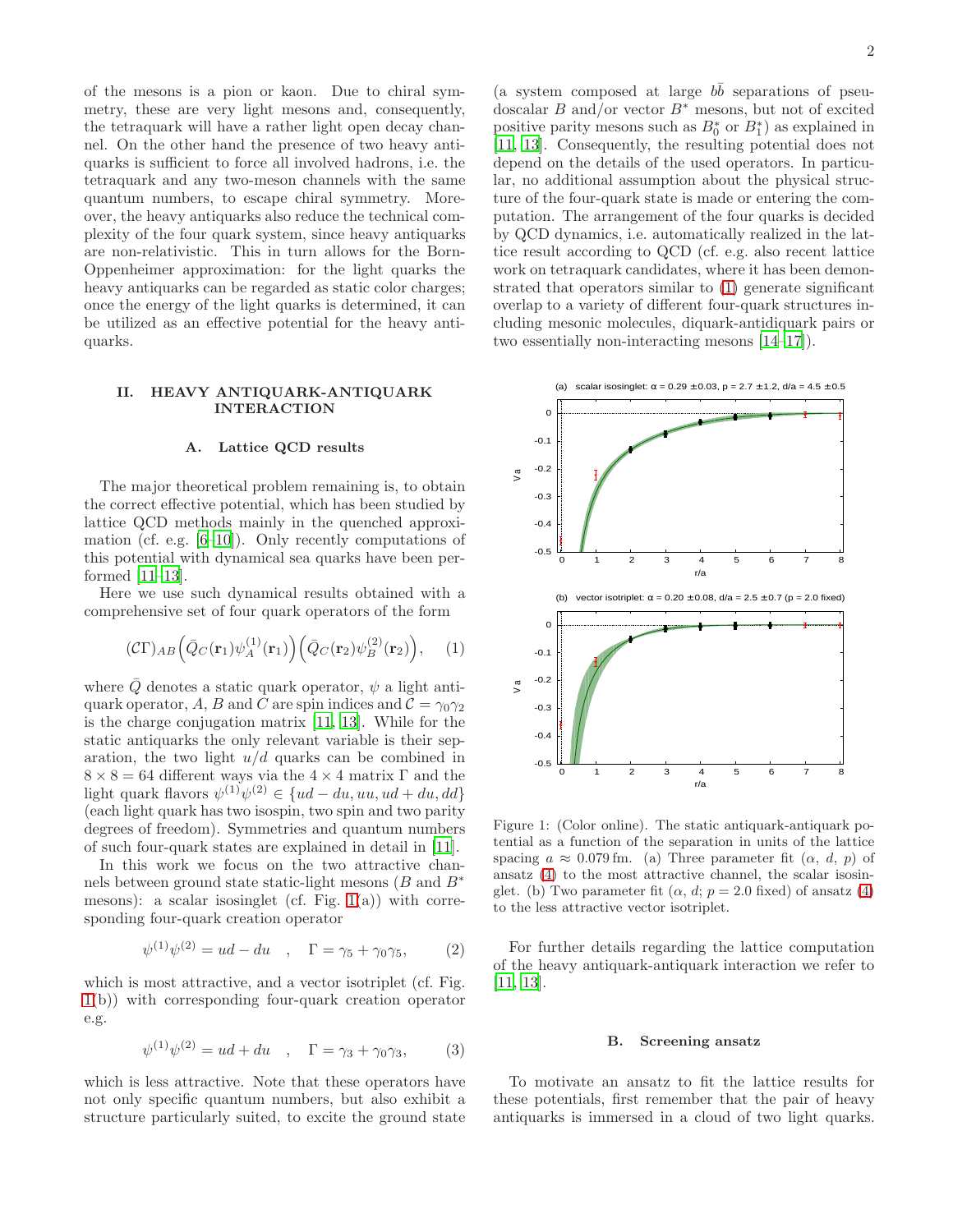of the mesons is a pion or kaon. Due to chiral symmetry, these are very light mesons and, consequently, the tetraquark will have a rather light open decay channel. On the other hand the presence of two heavy antiquarks is sufficient to force all involved hadrons, i.e. the tetraquark and any two-meson channels with the same quantum numbers, to escape chiral symmetry. Moreover, the heavy antiquarks also reduce the technical complexity of the four quark system, since heavy antiquarks are non-relativistic. This in turn allows for the Born-Oppenheimer approximation: for the light quarks the heavy antiquarks can be regarded as static color charges; once the energy of the light quarks is determined, it can be utilized as an effective potential for the heavy antiquarks.

## II. HEAVY ANTIQUARK-ANTIQUARK INTERACTION

### A. Lattice QCD results

The major theoretical problem remaining is, to obtain the correct effective potential, which has been studied by lattice QCD methods mainly in the quenched approximation (cf. e.g. [6–10]). Only recently computations of this potential with dynamical sea quarks have been performed [11–13].

Here we use such dynamical results obtained with a comprehensive set of four quark operators of the form

$$(\mathcal{C}\Gamma)_{AB}\Big(\bar{Q}_C(\mathbf{r}_1)\psi_A^{(1)}(\mathbf{r}_1)\Big)\Big(\bar{Q}_C(\mathbf{r}_2)\psi_B^{(2)}(\mathbf{r}_2)\Big), \quad (1)$$

where $\bar{Q}$ denotes a static quark operator, $\psi$ a light antiquark operator, $A$, $B$ and $C$ are spin indices and $\mathcal{C} = \gamma_0\gamma_2$ is the charge conjugation matrix [11, 13]. While for the static antiquarks the only relevant variable is their separation, the two light $u/d$ quarks can be combined in $8 \times 8 = 64$ different ways via the $4 \times 4$ matrix $\Gamma$ and the light quark flavors $\psi^{(1)}\psi^{(2)} \in \{ud - du, uu, ud + du, dd\}$ (each light quark has two isospin, two spin and two parity degrees of freedom). Symmetries and quantum numbers of such four-quark states are explained in detail in [11].

In this work we focus on the two attractive channels between ground state static-light mesons ($B$ and $B^*$ mesons): a scalar isosinglet (cf. Fig. 1(a)) with corresponding four-quark creation operator

$$\psi^{(1)}\psi^{(2)} = ud - du \quad , \quad \Gamma = \gamma_5 + \gamma_0\gamma_5, \quad (2)$$

which is most attractive, and a vector isotriplet (cf. Fig. 1(b)) with corresponding four-quark creation operator e.g.

$$\psi^{(1)}\psi^{(2)} = ud + du \quad , \quad \Gamma = \gamma_3 + \gamma_0\gamma_3, \quad (3)$$

which is less attractive. Note that these operators have not only specific quantum numbers, but also exhibit a structure particularly suited, to excite the ground state (a system composed at large $b\bar{b}$ separations of pseudoscalar $B$ and/or vector $B^*$ mesons, but not of excited positive parity mesons such as $B_0^*$ or $B_1^*$) as explained in [11, 13]. Consequently, the resulting potential does not depend on the details of the used operators. In particular, no additional assumption about the physical structure of the four-quark state is made or entering the computation. The arrangement of the four quarks is decided by QCD dynamics, i.e. automatically realized in the lattice result according to QCD (cf. e.g. also recent lattice work on tetraquark candidates, where it has been demonstrated that operators similar to (1) generate significant overlap to a variety of different four-quark structures including mesonic molecules, diquark-antidiquark pairs or two essentially non-interacting mesons [14–17]).

Figure 1: (Color online). The static antiquark-antiquark potential as a function of the separation in units of the lattice spacing $a \approx 0.079\,\text{fm}$. (a) Three parameter fit ($\alpha$, $d$, $p$) of ansatz (4) to the most attractive channel, the scalar isosinglet. (b) Two parameter fit ($\alpha$, $d$; $p = 2.0$ fixed) of ansatz (4) to the less attractive vector isotriplet.

For further details regarding the lattice computation of the heavy antiquark-antiquark interaction we refer to [11, 13].

### B. Screening ansatz

To motivate an ansatz to fit the lattice results for these potentials, first remember that the pair of heavy antiquarks is immersed in a cloud of two light quarks.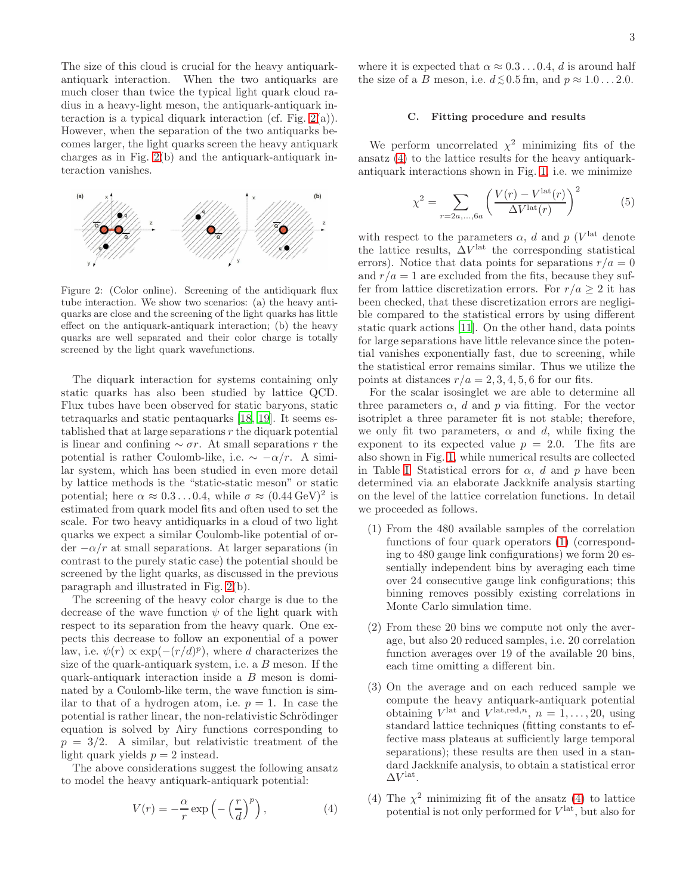The size of this cloud is crucial for the heavy antiquark-antiquark interaction. When the two antiquarks are much closer than twice the typical light quark cloud radius in a heavy-light meson, the antiquark-antiquark interaction is a typical diquark interaction (cf. Fig. 2(a)). However, when the separation of the two antiquarks becomes larger, the light quarks screen the heavy antiquark charges as in Fig. 2(b) and the antiquark-antiquark interaction vanishes.

Figure 2: (Color online). Screening of the antidiquark flux tube interaction. We show two scenarios: (a) the heavy antiquarks are close and the screening of the light quarks has little effect on the antiquark-antiquark interaction; (b) the heavy quarks are well separated and their color charge is totally screened by the light quark wavefunctions.

The diquark interaction for systems containing only static quarks has also been studied by lattice QCD. Flux tubes have been observed for static baryons, static tetraquarks and static pentaquarks [18, 19]. It seems established that at large separations $r$ the diquark potential is linear and confining $\sim \sigma r$. At small separations $r$ the potential is rather Coulomb-like, i.e. $\sim -\alpha/r$. A similar system, which has been studied in even more detail by lattice methods is the "static-static meson" or static potential; here $\alpha \approx 0.3 \ldots 0.4$, while $\sigma \approx (0.44\,\text{GeV})^2$ is estimated from quark model fits and often used to set the scale. For two heavy antiquarks in a cloud of two light quarks we expect a similar Coulomb-like potential of order $-\alpha/r$ at small separations. At larger separations (in contrast to the purely static case) the potential should be screened by the light quarks, as discussed in the previous paragraph and illustrated in Fig. 2(b).

The screening of the heavy color charge is due to the decrease of the wave function $\psi$ of the light quark with respect to its separation from the heavy quark. One expects this decrease to follow an exponential of a power law, i.e. $\psi(r) \propto \exp(-(r/d)^p)$, where $d$ characterizes the size of the quark-antiquark system, i.e. a $B$ meson. If the quark-antiquark interaction inside a $B$ meson is dominated by a Coulomb-like term, the wave function is similar to that of a hydrogen atom, i.e. $p = 1$. In case the potential is rather linear, the non-relativistic Schrödinger equation is solved by Airy functions corresponding to $p = 3/2$. A similar, but relativistic treatment of the light quark yields $p = 2$ instead.

The above considerations suggest the following ansatz to model the heavy antiquark-antiquark potential:

$$V(r) = -\frac{\alpha}{r} \exp\Big(-\Big(\frac{r}{d}\Big)^p\Big), \qquad (4)$$

where it is expected that $\alpha \approx 0.3 \ldots 0.4$, $d$ is around half the size of a $B$ meson, i.e. $d \lesssim 0.5\,\text{fm}$, and $p \approx 1.0 \ldots 2.0$.

### C. Fitting procedure and results

We perform uncorrelated $\chi^2$ minimizing fits of the ansatz (4) to the lattice results for the heavy antiquark-antiquark interactions shown in Fig. 1, i.e. we minimize

$$\chi^2 = \sum_{r=2a,\ldots,6a} \left(\frac{V(r) - V^{\text{lat}}(r)}{\Delta V^{\text{lat}}(r)}\right)^2 \qquad (5)$$

with respect to the parameters $\alpha$, $d$ and $p$ ($V^{\text{lat}}$ denote the lattice results, $\Delta V^{\text{lat}}$ the corresponding statistical errors). Notice that data points for separations $r/a = 0$ and $r/a = 1$ are excluded from the fits, because they suffer from lattice discretization errors. For $r/a \geq 2$ it has been checked, that these discretization errors are negligible compared to the statistical errors by using different static quark actions [11]. On the other hand, data points for large separations have little relevance since the potential vanishes exponentially fast, due to screening, while the statistical error remains similar. Thus we utilize the points at distances $r/a = 2, 3, 4, 5, 6$ for our fits.

For the scalar isosinglet we are able to determine all three parameters $\alpha$, $d$ and $p$ via fitting. For the vector isotriplet a three parameter fit is not stable; therefore, we only fit two parameters, $\alpha$ and $d$, while fixing the exponent to its expected value $p = 2.0$. The fits are also shown in Fig. 1, while numerical results are collected in Table I. Statistical errors for $\alpha$, $d$ and $p$ have been determined via an elaborate Jackknife analysis starting on the level of the lattice correlation functions. In detail we proceeded as follows.

(1) From the 480 available samples of the correlation functions of four quark operators (1) (corresponding to 480 gauge link configurations) we form 20 essentially independent bins by averaging each time over 24 consecutive gauge link configurations; this binning removes possibly existing correlations in Monte Carlo simulation time.

(2) From these 20 bins we compute not only the average, but also 20 reduced samples, i.e. 20 correlation function averages over 19 of the available 20 bins, each time omitting a different bin.

(3) On the average and on each reduced sample we compute the heavy antiquark-antiquark potential obtaining $V^{\text{lat}}$ and $V^{\text{lat,red},n}$, $n = 1, \ldots, 20$, using standard lattice techniques (fitting constants to effective mass plateaus at sufficiently large temporal separations); these results are then used in a standard Jackknife analysis, to obtain a statistical error $\Delta V^{\text{lat}}$.

(4) The $\chi^2$ minimizing fit of the ansatz (4) to lattice potential is not only performed for $V^{\text{lat}}$, but also for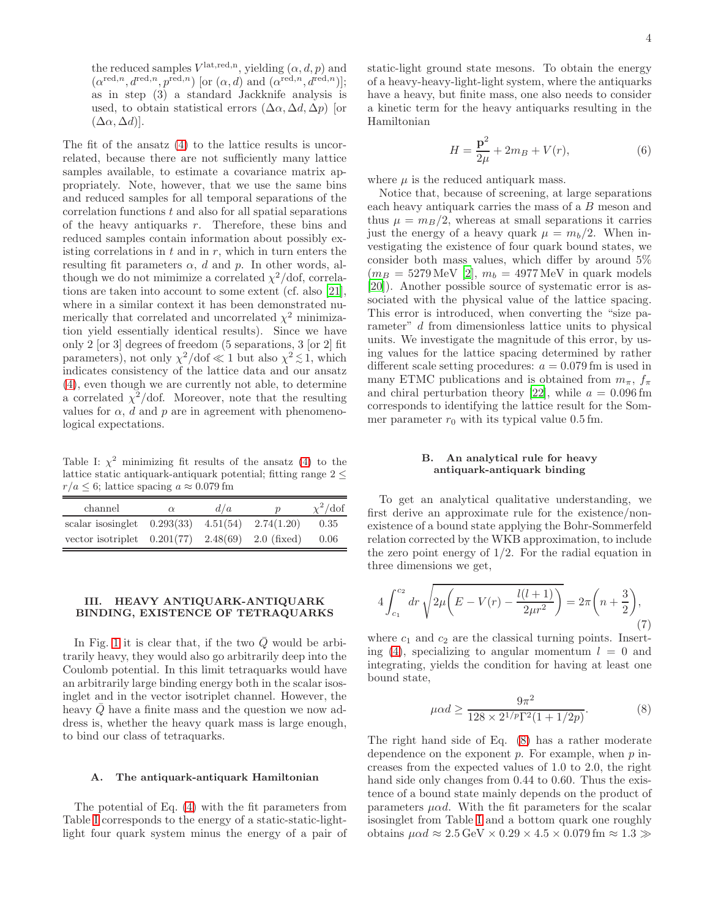the reduced samples $V^{\text{lat,red,n}}$, yielding $(\alpha, d, p)$ and $(\alpha^{\text{red},n}, d^{\text{red},n}, p^{\text{red},n})$ [or $(\alpha, d)$ and $(\alpha^{\text{red},n}, d^{\text{red},n})$]; as in step (3) a standard Jackknife analysis is used, to obtain statistical errors $(\Delta\alpha, \Delta d, \Delta p)$ [or $(\Delta\alpha, \Delta d)$].

The fit of the ansatz (4) to the lattice results is uncorrelated, because there are not sufficiently many lattice samples available, to estimate a covariance matrix appropriately. Note, however, that we use the same bins and reduced samples for all temporal separations of the correlation functions $t$ and also for all spatial separations of the heavy antiquarks $r$. Therefore, these bins and reduced samples contain information about possibly existing correlations in $t$ and in $r$, which in turn enters the resulting fit parameters $\alpha$, $d$ and $p$. In other words, although we do not mimimize a correlated $\chi^2$/dof, correlations are taken into account to some extent (cf. also [21], where in a similar context it has been demonstrated numerically that correlated and uncorrelated $\chi^2$ minimization yield essentially identical results). Since we have only 2 [or 3] degrees of freedom (5 separations, 3 [or 2] fit parameters), not only $\chi^2/\text{dof} \ll 1$ but also $\chi^2 \lesssim 1$, which indicates consistency of the lattice data and our ansatz (4), even though we are currently not able, to determine a correlated $\chi^2$/dof. Moreover, note that the resulting values for $\alpha$, $d$ and $p$ are in agreement with phenomenological expectations.

Table I: $\chi^2$ minimizing fit results of the ansatz (4) to the lattice static antiquark-antiquark potential; fitting range $2 \leq r/a \leq 6$; lattice spacing $a \approx 0.079\,\text{fm}$

| channel | $\alpha$ | $d/a$ | $p$ | $\chi^2$/dof |
|---|---|---|---|---|
| scalar isosinglet | 0.293(33) | 4.51(54) | 2.74(1.20) | 0.35 |
| vector isotriplet | 0.201(77) | 2.48(69) | 2.0 (fixed) | 0.06 |

## III. HEAVY ANTIQUARK-ANTIQUARK BINDING, EXISTENCE OF TETRAQUARKS

In Fig. 1 it is clear that, if the two $\bar{Q}$ would be arbitrarily heavy, they would also go arbitrarily deep into the Coulomb potential. In this limit tetraquarks would have an arbitrarily large binding energy both in the scalar isosinglet and in the vector isotriplet channel. However, the heavy $\bar{Q}$ have a finite mass and the question we now address is, whether the heavy quark mass is large enough, to bind our class of tetraquarks.

### A. The antiquark-antiquark Hamiltonian

The potential of Eq. (4) with the fit parameters from Table I corresponds to the energy of a static-static-light-light four quark system minus the energy of a pair of static-light ground state mesons. To obtain the energy of a heavy-heavy-light-light system, where the antiquarks have a heavy, but finite mass, one also needs to consider a kinetic term for the heavy antiquarks resulting in the Hamiltonian

$$H = \frac{\mathbf{p}^2}{2\mu} + 2m_B + V(r), \tag{6}$$

where $\mu$ is the reduced antiquark mass.

Notice that, because of screening, at large separations each heavy antiquark carries the mass of a $B$ meson and thus $\mu = m_B/2$, whereas at small separations it carries just the energy of a heavy quark $\mu = m_b/2$. When investigating the existence of four quark bound states, we consider both mass values, which differ by around 5% ($m_B = 5279\,\text{MeV}$ [2], $m_b = 4977\,\text{MeV}$ in quark models [20]). Another possible source of systematic error is associated with the physical value of the lattice spacing. This error is introduced, when converting the "size parameter" $d$ from dimensionless lattice units to physical units. We investigate the magnitude of this error, by using values for the lattice spacing determined by rather different scale setting procedures: $a = 0.079\,\text{fm}$ is used in many ETMC publications and is obtained from $m_\pi$, $f_\pi$ and chiral perturbation theory [22], while $a = 0.096\,\text{fm}$ corresponds to identifying the lattice result for the Sommer parameter $r_0$ with its typical value $0.5\,\text{fm}$.

### B. An analytical rule for heavy antiquark-antiquark binding

To get an analytical qualitative understanding, we first derive an approximate rule for the existence/non-existence of a bound state applying the Bohr-Sommerfeld relation corrected by the WKB approximation, to include the zero point energy of 1/2. For the radial equation in three dimensions we get,

$$4\int_{c_1}^{c_2} dr\,\sqrt{2\mu\bigg(E - V(r) - \frac{l(l+1)}{2\mu r^2}\bigg)} = 2\pi\bigg(n + \frac{3}{2}\bigg), \tag{7}$$

where $c_1$ and $c_2$ are the classical turning points. Inserting (4), specializing to angular momentum $l = 0$ and integrating, yields the condition for having at least one bound state,

$$\mu\alpha d \geq \frac{9\pi^2}{128 \times 2^{1/p}\Gamma^2(1 + 1/2p)}. \tag{8}$$

The right hand side of Eq. (8) has a rather moderate dependence on the exponent $p$. For example, when $p$ increases from the expected values of 1.0 to 2.0, the right hand side only changes from 0.44 to 0.60. Thus the existence of a bound state mainly depends on the product of parameters $\mu\alpha d$. With the fit parameters for the scalar isosinglet from Table I and a bottom quark one roughly obtains $\mu\alpha d \approx 2.5\,\text{GeV} \times 0.29 \times 4.5 \times 0.079\,\text{fm} \approx 1.3 \gg$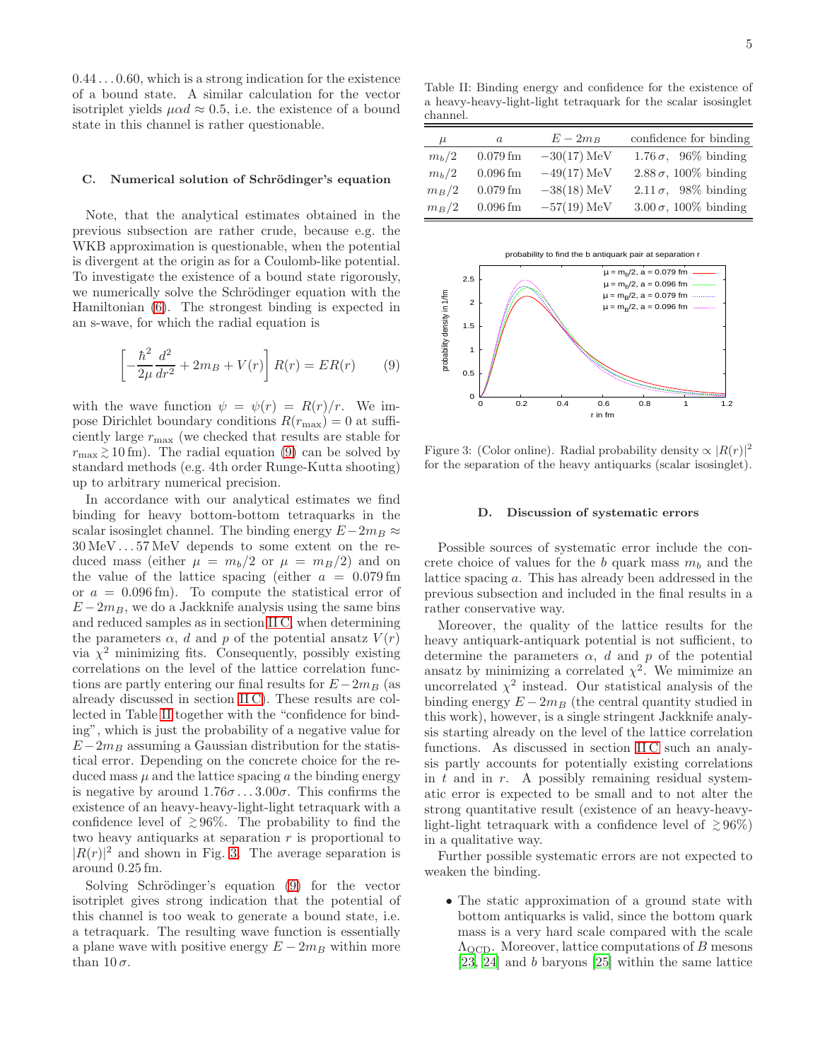0.44 . . . 0.60, which is a strong indication for the existence of a bound state. A similar calculation for the vector isotriplet yields $\mu\alpha d \approx 0.5$, i.e. the existence of a bound state in this channel is rather questionable.

### C. Numerical solution of Schrödinger's equation

Note, that the analytical estimates obtained in the previous subsection are rather crude, because e.g. the WKB approximation is questionable, when the potential is divergent at the origin as for a Coulomb-like potential. To investigate the existence of a bound state rigorously, we numerically solve the Schrödinger equation with the Hamiltonian (6). The strongest binding is expected in an s-wave, for which the radial equation is

$$\left[-\frac{\hbar^2}{2\mu}\frac{d^2}{dr^2} + 2m_B + V(r)\right] R(r) = ER(r) \qquad (9)$$

with the wave function $\psi = \psi(r) = R(r)/r$. We impose Dirichlet boundary conditions $R(r_{\max}) = 0$ at sufficiently large $r_{\max}$ (we checked that results are stable for $r_{\max} \gtrsim 10\,\text{fm}$). The radial equation (9) can be solved by standard methods (e.g. 4th order Runge-Kutta shooting) up to arbitrary numerical precision.

In accordance with our analytical estimates we find binding for heavy bottom-bottom tetraquarks in the scalar isosinglet channel. The binding energy $E - 2m_B \approx 30\,\text{MeV} \ldots 57\,\text{MeV}$ depends to some extent on the reduced mass (either $\mu = m_b/2$ or $\mu = m_B/2$) and on the value of the lattice spacing (either $a = 0.079\,\text{fm}$ or $a = 0.096\,\text{fm}$). To compute the statistical error of $E - 2m_B$, we do a Jackknife analysis using the same bins and reduced samples as in section II C, when determining the parameters $\alpha$, $d$ and $p$ of the potential ansatz $V(r)$ via $\chi^2$ minimizing fits. Consequently, possibly existing correlations on the level of the lattice correlation functions are partly entering our final results for $E - 2m_B$ (as already discussed in section II C). These results are collected in Table II together with the "confidence for binding", which is just the probability of a negative value for $E - 2m_B$ assuming a Gaussian distribution for the statistical error. Depending on the concrete choice for the reduced mass $\mu$ and the lattice spacing $a$ the binding energy is negative by around $1.76\sigma \ldots 3.00\sigma$. This confirms the existence of an heavy-heavy-light-light tetraquark with a confidence level of $\gtrsim 96\%$. The probability to find the two heavy antiquarks at separation $r$ is proportional to $|R(r)|^2$ and shown in Fig. 3. The average separation is around 0.25 fm.

Solving Schrödinger's equation (9) for the vector isotriplet gives strong indication that the potential of this channel is too weak to generate a bound state, i.e. a tetraquark. The resulting wave function is essentially a plane wave with positive energy $E - 2m_B$ within more than $10\,\sigma$.

Table II: Binding energy and confidence for the existence of a heavy-heavy-light-light tetraquark for the scalar isosinglet channel.

| $\mu$ | $a$ | $E - 2m_B$ | confidence for binding |
|---|---|---|---|
| $m_b/2$ | 0.079 fm | −30(17) MeV | $1.76\,\sigma$, 96% binding |
| $m_b/2$ | 0.096 fm | −49(17) MeV | $2.88\,\sigma$, 100% binding |
| $m_B/2$ | 0.079 fm | −38(18) MeV | $2.11\,\sigma$, 98% binding |
| $m_B/2$ | 0.096 fm | −57(19) MeV | $3.00\,\sigma$, 100% binding |

Figure 3: (Color online). Radial probability density $\propto |R(r)|^2$ for the separation of the heavy antiquarks (scalar isosinglet).

### D. Discussion of systematic errors

Possible sources of systematic error include the concrete choice of values for the $b$ quark mass $m_b$ and the lattice spacing $a$. This has already been addressed in the previous subsection and included in the final results in a rather conservative way.

Moreover, the quality of the lattice results for the heavy antiquark-antiquark potential is not sufficient, to determine the parameters $\alpha$, $d$ and $p$ of the potential ansatz by minimizing a correlated $\chi^2$. We mimimize an uncorrelated $\chi^2$ instead. Our statistical analysis of the binding energy $E - 2m_B$ (the central quantity studied in this work), however, is a single stringent Jackknife analysis starting already on the level of the lattice correlation functions. As discussed in section II C such an analysis partly accounts for potentially existing correlations in $t$ and in $r$. A possibly remaining residual systematic error is expected to be small and to not alter the strong quantitative result (existence of an heavy-heavy-light-light tetraquark with a confidence level of $\gtrsim 96\%$) in a qualitative way.

Further possible systematic errors are not expected to weaken the binding.

- The static approximation of a ground state with bottom antiquarks is valid, since the bottom quark mass is a very hard scale compared with the scale $\Lambda_{\text{QCD}}$. Moreover, lattice computations of $B$ mesons [23, 24] and $b$ baryons [25] within the same lattice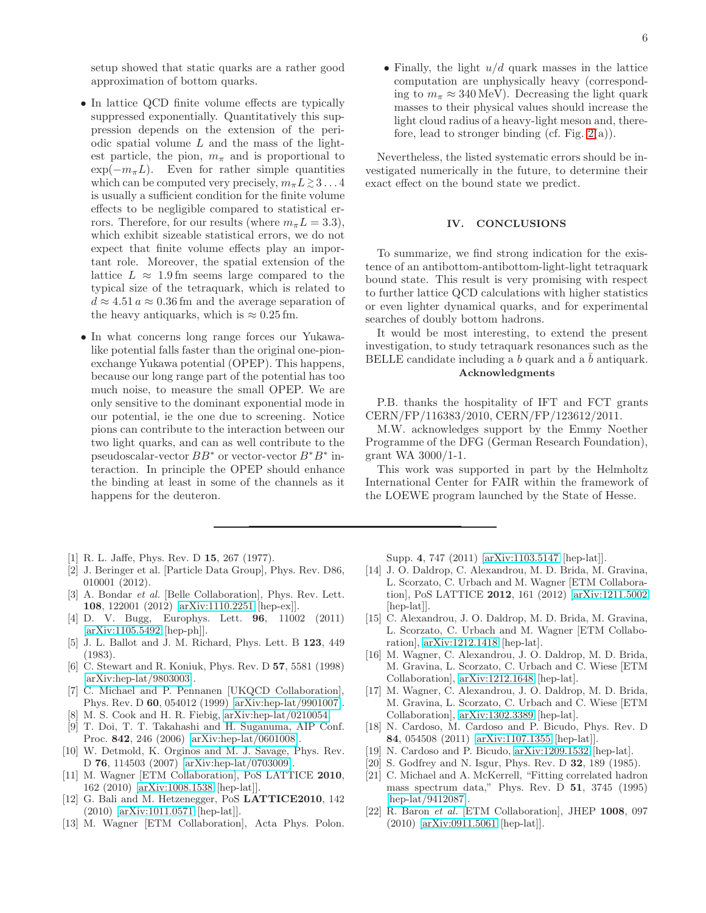setup showed that static quarks are a rather good approximation of bottom quarks.

- In lattice QCD finite volume effects are typically suppressed exponentially. Quantitatively this suppression depends on the extension of the periodic spatial volume $L$ and the mass of the lightest particle, the pion, $m_\pi$ and is proportional to $\exp(-m_\pi L)$. Even for rather simple quantities which can be computed very precisely, $m_\pi L \gtrsim 3 \ldots 4$ is usually a sufficient condition for the finite volume effects to be negligible compared to statistical errors. Therefore, for our results (where $m_\pi L = 3.3$), which exhibit sizeable statistical errors, we do not expect that finite volume effects play an important role. Moreover, the spatial extension of the lattice $L \approx 1.9\,\text{fm}$ seems large compared to the typical size of the tetraquark, which is related to $d \approx 4.51\,a \approx 0.36\,\text{fm}$ and the average separation of the heavy antiquarks, which is $\approx 0.25\,\text{fm}$.

- In what concerns long range forces our Yukawa-like potential falls faster than the original one-pion-exchange Yukawa potential (OPEP). This happens, because our long range part of the potential has too much noise, to measure the small OPEP. We are only sensitive to the dominant exponential mode in our potential, ie the one due to screening. Notice pions can contribute to the interaction between our two light quarks, and can as well contribute to the pseudoscalar-vector $BB^*$ or vector-vector $B^*B^*$ interaction. In principle the OPEP should enhance the binding at least in some of the channels as it happens for the deuteron.

- Finally, the light $u/d$ quark masses in the lattice computation are unphysically heavy (corresponding to $m_\pi \approx 340\,\text{MeV}$). Decreasing the light quark masses to their physical values should increase the light cloud radius of a heavy-light meson and, therefore, lead to stronger binding (cf. Fig. 2(a)).

Nevertheless, the listed systematic errors should be investigated numerically in the future, to determine their exact effect on the bound state we predict.

## IV. CONCLUSIONS

To summarize, we find strong indication for the existence of an antibottom-antibottom-light-light tetraquark bound state. This result is very promising with respect to further lattice QCD calculations with higher statistics or even lighter dynamical quarks, and for experimental searches of doubly bottom hadrons.

It would be most interesting, to extend the present investigation, to study tetraquark resonances such as the BELLE candidate including a $b$ quark and a $\bar{b}$ antiquark.

**Acknowledgments**

P.B. thanks the hospitality of IFT and FCT grants CERN/FP/116383/2010, CERN/FP/123612/2011.

M.W. acknowledges support by the Emmy Noether Programme of the DFG (German Research Foundation), grant WA 3000/1-1.

This work was supported in part by the Helmholtz International Center for FAIR within the framework of the LOEWE program launched by the State of Hesse.

---

[1] R. L. Jaffe, Phys. Rev. D **15**, 267 (1977).
[2] J. Beringer et al. [Particle Data Group], Phys. Rev. D86, 010001 (2012).
[3] A. Bondar *et al.* [Belle Collaboration], Phys. Rev. Lett. **108**, 122001 (2012) [arXiv:1110.2251 [hep-ex]].
[4] D. V. Bugg, Europhys. Lett. **96**, 11002 (2011) [arXiv:1105.5492 [hep-ph]].
[5] J. L. Ballot and J. M. Richard, Phys. Lett. B **123**, 449 (1983).
[6] C. Stewart and R. Koniuk, Phys. Rev. D **57**, 5581 (1998) [arXiv:hep-lat/9803003].
[7] C. Michael and P. Pennanen [UKQCD Collaboration], Phys. Rev. D **60**, 054012 (1999) [arXiv:hep-lat/9901007].
[8] M. S. Cook and H. R. Fiebig, arXiv:hep-lat/0210054.
[9] T. Doi, T. T. Takahashi and H. Suganuma, AIP Conf. Proc. **842**, 246 (2006) [arXiv:hep-lat/0601008].
[10] W. Detmold, K. Orginos and M. J. Savage, Phys. Rev. D **76**, 114503 (2007) [arXiv:hep-lat/0703009].
[11] M. Wagner [ETM Collaboration], PoS LATTICE **2010**, 162 (2010) [arXiv:1008.1538 [hep-lat]].
[12] G. Bali and M. Hetzenegger, PoS **LATTICE2010**, 142 (2010) [arXiv:1011.0571 [hep-lat]].
[13] M. Wagner [ETM Collaboration], Acta Phys. Polon. Supp. **4**, 747 (2011) [arXiv:1103.5147 [hep-lat]].
[14] J. O. Daldrop, C. Alexandrou, M. D. Brida, M. Gravina, L. Scorzato, C. Urbach and M. Wagner [ETM Collaboration], PoS LATTICE **2012**, 161 (2012) [arXiv:1211.5002 [hep-lat]].
[15] C. Alexandrou, J. O. Daldrop, M. D. Brida, M. Gravina, L. Scorzato, C. Urbach and M. Wagner [ETM Collaboration], arXiv:1212.1418 [hep-lat].
[16] M. Wagner, C. Alexandrou, J. O. Daldrop, M. D. Brida, M. Gravina, L. Scorzato, C. Urbach, C. Wiese [ETM Collaboration], arXiv:1212.1648 [hep-lat].
[17] M. Wagner, C. Alexandrou, J. O. Daldrop, M. D. Brida, M. Gravina, L. Scorzato, C. Urbach and C. Wiese [ETM Collaboration], arXiv:1302.3389 [hep-lat].
[18] N. Cardoso, M. Cardoso and P. Bicudo, Phys. Rev. D **84**, 054508 (2011) [arXiv:1107.1355 [hep-lat]].
[19] N. Cardoso and P. Bicudo, arXiv:1209.1532 [hep-lat].
[20] S. Godfrey and N. Isgur, Phys. Rev. D **32**, 189 (1985).
[21] C. Michael and A. McKerrell, "Fitting correlated hadron mass spectrum data," Phys. Rev. D **51**, 3745 (1995) [hep-lat/9412087].
[22] R. Baron *et al.* [ETM Collaboration], JHEP **1008**, 097 (2010) [arXiv:0911.5061 [hep-lat]].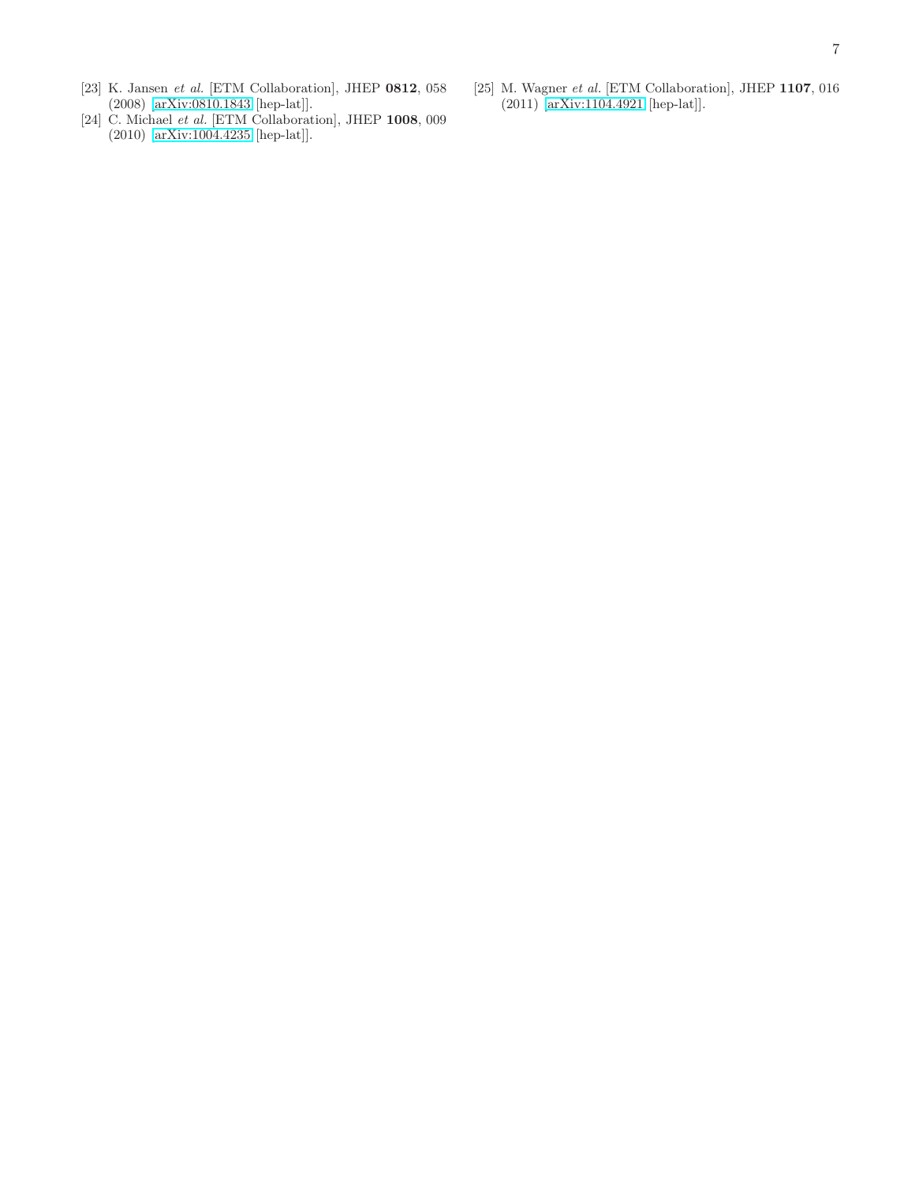[23] K. Jansen *et al.* [ETM Collaboration], JHEP **0812**, 058 (2008) [arXiv:0810.1843 [hep-lat]].

[24] C. Michael *et al.* [ETM Collaboration], JHEP **1008**, 009 (2010) [arXiv:1004.4235 [hep-lat]].

[25] M. Wagner *et al.* [ETM Collaboration], JHEP **1107**, 016 (2011) [arXiv:1104.4921 [hep-lat]].